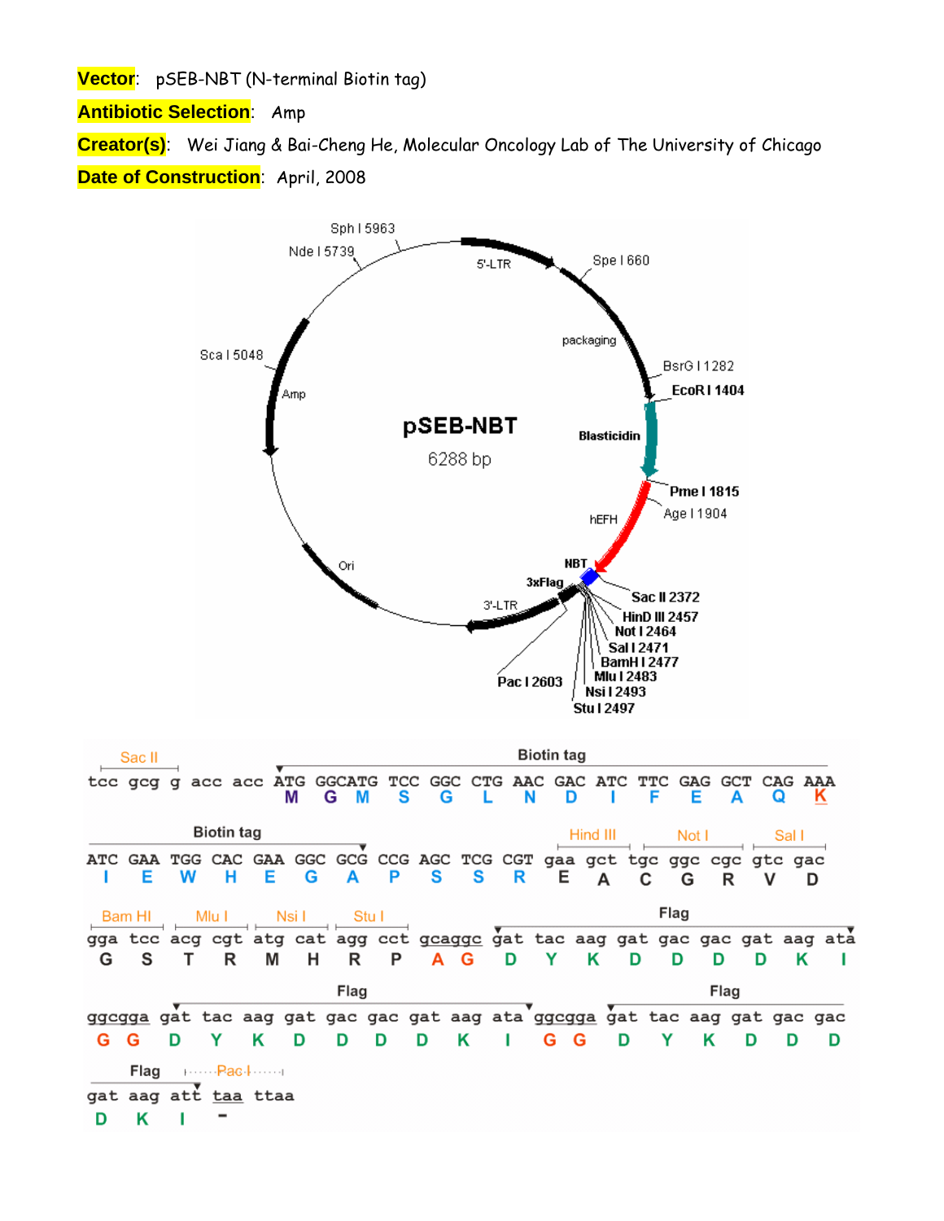**Vector**: pSEB-NBT (N-terminal Biotin tag)

**Antibiotic Selection**: Amp

**Creator(s)**: Wei Jiang & Bai-Cheng He, Molecular Oncology Lab of The University of Chicago

**Date of Construction**: April, 2008

pSEB-NBT
6288 bp

Sph I 5963, Nde I 5739, 5'-LTR, Spe I 660, packaging, BsrG I 1282, EcoR I 1404, Blasticidin, Pme I 1815, Age I 1904, hEFH, NBT, 3xFlag, Sac II 2372, HinD III 2457, Not I 2464, Sal I 2471, BamH I 2477, Mlu I 2483, Nsi I 2493, Stu I 2497, Pac I 2603, 3'-LTR, Ori, Amp, Sca I 5048

```
Sac II                       Biotin tag
tcc gcg g acc acc ATG GGCATG TCC GGC CTG AAC GAC ATC TTC GAG GCT CAG AAA
                   M    G  M   S   G   L   N   D   I   F   E   A   Q   K

         Biotin tag                                  Hind III  Not I     Sal I
ATC GAA TGG CAC GAA GGC GCG CCG AGC TCG CGT gaa gct tgc ggc cgc gtc gac
 I   E   W   H   E   G   A   P   S   S   R   E   A   C   G   R   V   D

Bam HI  Mlu I   Nsi I   Stu I                       Flag
gga tcc acg cgt atg cat agg cct gcaggc gat tac aag gat gac gac gat aag ata
 G   S   T   R   M   H   R   P   A  G   D   Y   K   D   D   D   D   K   I

                  Flag                                  Flag
ggcgga gat tac aag gat gac gac gat aag ata ggcgga gat tac aag gat gac gac
 G  G   D   Y   K   D   D   D   D   K   I   G  G   D   Y   K   D   D   D

  Flag       Pac I
gat aag att taa ttaa
 D   K   I   -
```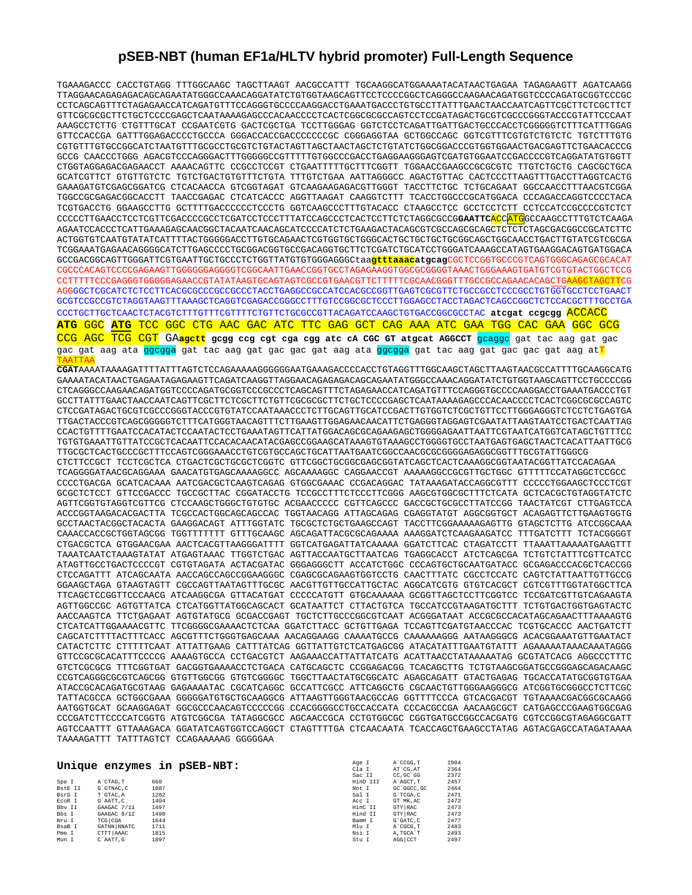# pSEB-NBT (human EF1a/HLTV hybrid promoter) Full-Length Sequence

```
TGAAAGACCC CACCTGTAGG TTTGGCAAGC TAGCTTAAGT AACGCCATTT TGCAAGGCATGGAAAAATACATAACTGAGAA TAGAGAAGTT AGATCAAGG
TTAGGAACAGAGAGACAGCAGAATATGGGCCAAACAGGATATCTGTGGTAAGCAGTTCCTCCCCGGCTCAGGGCCAAGAACAGATGGTCCCCAGATGCGGTCCCGC
CCTCAGCAGTTTCTAGAGAACCATCAGATGTTTCCAGGGTGCCCCAAGGACCTGAAATGACCCTGTGCCTTATTTGAACTAACCAATCAGTTCGCTTCTCGCTTCT
GTTCGCGCGCTTCTGCTCCCCGAGCTCAATAAAAGAGCCCACAACCCCTCACTCGGCGCGCCAGTCCTCCGATAGACTGCGTCGCCCGGGTACCCGTATTCCCAAT
AAAGCCTCTTG CTGTTTGCAT CCGAATCGTG GACTCGCTGA TCCTTGGGAG GGTCTCCTCAGATTGATTGACTGCCCACCTCGGGGGTCTTTCATTTGGAG
GTTCCACCGA GATTTGGAGACCCCTGCCCA GGGACCACCGACCCCCCCGC CGGGAGGTAA GCTGGCCAGC GGTCGTTTCGTGTCTGTCTC TGTCTTTGTG
CGTGTTTGTGCCGGCATCTAATGTTTGCGCCTGCGTCTGTACTAGTTAGCTAACTAGCTCTGTATCTGGCGGACCCGTGGTGGAACTGACGAGTTCTGAACACCCG
GCCG CAACCCTGGG AGACGTCCCAGGGACTTTGGGGGCCGTTTTTGTGGCCCGACCTGAGGAAGGGAGTCGATGTGGAATCCGACCCCGTCAGGATATGTGGTT
CTGGTAGGAGACGAGAACCT AAAACAGTTC CCGCCTCCGT CTGAATTTTTGCTTTCGGTT TGGAACCGAAGCCGCGCGTC TTGTCTGCTG CAGCGCTGCA
GCATCGTTCT GTGTTGTCTC TGTCTGACTGTGTTTCTGTA TTTGTCTGAA AATTAGGGCC AGACTGTTAC CACTCCCTTAAGTTTGACCTTAGGTCACTG
GAAAGATGTCGAGCGGATCG CTCACAACCA GTCGGTAGAT GTCAAGAAGAGACGTTGGGT TACCTTCTGC TCTGCAGAAT GGCCAACCTTTAACGTCGGA
TGGCCGCGAGACGGCACCTT TAACCGAGAC CTCATCACCC AGGTTAAGAT CAAGGTCTTT TCACCTGGCCCGCATGGACA CCCAGACCAGGTCCCCTACA
TCGTGACCTG GGAAGCCTTG GCTTTTGACCCCCCTCCCTG GGTCAAGCCCTTTGTACACC CTAAGCCTCC GCCTCCTCTT CCTCCATCCGCCCCGTCTCT
CCCCCTTGAACCTCCTCGTTCGACCCCGCCTCGATCCTCCCTTTATCCAGCCCTCACTCCTTCTCTAGGCGCCGGAATTCACCATGGCCAAGCCTTTGTCTCAAGA
AGAATCCACCCTCATTGAAAGAGCAACGGCTACAATCAACAGCATCCCCATCTCTGAAGACTACAGCGTCGCCAGCGCAGCTCTCTCTAGCGACGGCCGCATCTTC
ACTGGTGTCAATGTATATCATTTTACTGGGGGACCTTGTGCAGAACTCGTGGTGCTGGGCACTGCTGCTGCTGCGGCAGCTGGCAACCTGACTTGTATCGTCGCGA
TCGGAAATGAGAACAGGGGCATCTTGAGCCCCTGCGGACGGTGCCGACAGGTGCTTCTCGATCTGCATCCTGGGATCAAAGCCATAGTGAAGGACAGTGATGGACA
GCCGACGGCAGTTGGGATTCGTGAATTGCTGCCCTCTGGTTATGTGTGGGAGGGCtaagtttaaacatgcagCGCTCCGGTGCCCGTCAGTGGGCAGAGCGCACAT
CGCCCACAGTCCCCGAGAAGTTGGGGGGAGGGGTCGGCAATTGAACCGGTGCCTAGAGAAGGTGGCGCGGGGTAAACTGGGAAAGTGATGTCGTGTACTGGCTCCG
CCTTTTTCCCGAGGGTGGGGGAGAACCGTATATAAGTGCAGTAGTCGCCGTGAACGTTCTTTTTCGCAACGGGTTTGCCGCCAGAACACAGCTGAAGCTAGCTTCG
AGGGGCTCGCATCTCTCCTTCACGCGCCCGCCGCCCTACCTGAGGCCGCCATCCACGCCGGTTGAGTCGCGTTCTGCCGCCTCCCGCCTGTGGTGCCTCCTGAACT
GCGTCCGCCGTCTAGGTAAGTTTAAAGCTCAGGTCGAGACCGGGCCTTTGTCCGGCGCTCCCTTGGAGCCTACCTAGACTCAGCCGGCTCTCCACGCTTTGCCTGA
CCCTGCTTGCTCAACTCTACGTCTTTGTTTCGTTTTCTGTTCTGCGCCGTTACAGATCCAAGCTGTGACCGGCGCCTAC atcgat ccgcgg ACCACC
ATG GGC ATG TCC GGC CTG AAC GAC ATC TTC GAG GCT CAG AAA ATC GAA TGG CAC GAA GGC GCG
CCG AGC TCG CGT GAagctt gcgg ccg cgt cga cgg atc cA CGC GT atgcat AGGCCT gcaggc gat tac aag gat gac
gac gat aag ata ggcgga gat tac aag gat gac gac gat aag ata ggcgga gat tac aag gat gac gac gat aag atT
TAATTAA
CGATAAAATAAAAGATTTTATTTAGTCTCCAGAAAAAGGGGGGAATGAAAGACCCCACCTGTAGGTTTGGCAAGCTAGCTTAAGTAACGCCATTTTGCAAGGCATG
GAAAATACATAACTGAGAATAGAGAAGTTCAGATCAAGGTTAGGAACAGAGAGACAGCAGAATATGGGCCAAACAGGATATCTGTGGTAAGCAGTTCCTGCCCCGG
CTCAGGGCCAAGAACAGATGGTCCCCAGATGCGGTCCCGCCCTCAGCAGTTTCTAGAGAACCATCAGATGTTTCCAGGGTGCCCCAAGGACCTGAAATGACCCTGT
GCCTTATTTGAACTAACCAATCAGTTCGCTTCTCGCTTCTGTTCGCGCGCTTCTGCTCCCCGAGCTCAATAAAAGAGCCCACAACCCCTCACTCGGCGCGCCAGTC
CTCCGATAGACTGCGTCGCCCGGGTACCCGTGTATCCAATAAACCCTCTTGCAGTTGCATCCGACTTGTGGTCTCGCTGTTCCTTGGGAGGGTCTCCTCTGAGTGA
TTGACTACCCGTCAGCGGGGGTCTTTCATGGGTAACAGTTTCTTGAAGTTGGAGAACAACATTCTGAGGGTAGGAGTCGAATATTAAGTAATCCTGACTCAATTAG
CCACTGTTTTGAATCCACATACTCCAATACTCCTGAAATAGTTCATTATGGACAGCGCAGAAGAGCTGGGGAGAATTAATTCGTAATCATGGTCATAGCTGTTTCC
TGTGTGAAATTGTTATCCGCTCACAATTCCACACAACATACGAGCCGGAAGCATAAAGTGTAAAGCCTGGGGTGCCTAATGAGTGAGCTAACTCACATTAATTGCG
TTGCGCTCACTGCCCGCTTTCCAGTCGGGAAACCTGTCGTGCCAGCTGCATTAATGAATCGGCCAACGCGCGGGGAGAGGCGGTTTGCGTATTGGGCG
CTCTTCCGCT TCCTCGCTCA CTGACTCGCTGCGCTCGGTC GTTCGGCTGCGGCGAGCGGTATCAGCTCACTCAAAGGCGGTAATACGGTTATCCACAGAA
TCAGGGGATAACGCAGGAAA GAACATGTGAGCAAAAGGCC AGCAAAAGGC CAGGAACCGT AAAAAGGCCGCGTTGCTGGC GTTTTTCCATAGGCTCCGCC
CCCCTGACGA GCATCACAAA AATCGACGCTCAAGTCAGAG GTGGCGAAAC CCGACAGGAC TATAAAGATACCAGGCGTTT CCCCCTGGAAGCTCCCTCGT
GCGCTCTCCT GTTCCGACCC TGCCGCTTAC CGGATACCTG TCCGCCTTTCTCCCTTCGGG AAGCGTGGCGCTTTCTCATA GCTCACGCTGTAGGTATCTC
AGTTCGGTGTAGGTCGTTCG CTCCAAGCTGGGCTGTGTGC ACGAACCCCC CGTTCAGCCC GACCGCTGCGCCTTATCCGG TAACTATCGT CTTGAGTCCA
ACCCGGTAAGACACGACTTA TCGCCACTGGCAGCAGCCAC TGGTAACAGG ATTAGCAGAG CGAGGTATGT AGGCGGTGCT ACAGAGTTCTTGAAGTGGTG
GCCTAACTACGGCTACACTA GAAGGACAGT ATTTGGTATC TGCGCTCTGCTGAAGCCAGT TACCTTCGGAAAAAGAGTTG GTAGCTCTTG ATCCGGCAAA
CAAACCACCGCTGGTAGCGG TGGTTTTTTT GTTTGCAAGC AGCAGATTACGCGCAGAAAA AAAGGATCTCAAGAAGATCC TTTGATCTTT TCTACGGGGT
CTGACGCTCA GTGGAACGAA AACTCACGTTAAGGGATTTT GGTCATGAGATTATCAAAAA GGATCTTCAC CTAGATCCTT TTAAATTAAAAATGAAGTTT
TAAATCAATCTAAAGTATAT ATGAGTAAAC TTGGTCTGAC AGTTACCAATGCTTAATCAG TGAGGCACCT ATCTCAGCGA TCTGTCTATTTCGTTCATCC
ATAGTTGCCTGACTCCCCGT CGTGTAGATA ACTACGATAC GGGAGGGCTT ACCATCTGGC CCCAGTGCTGCAATGATACC GCGAGACCCACGCTCACCGG
CTCCAGATTT ATCAGCAATA AACCAGCCAGCCGGAAGGGC CGAGCGCAGAAGTGGTCCTG CAACTTTATC CGCCTCCATC CAGTCTATTAATTGTTGCCG
GGAAGCTAGA GTAAGTAGTT CGCCAGTTAATAGTTTGCGC AACGTTGTTGCCATTGCTAC AGGCATCGTG GTGTCACGCT CGTCGTTTGGTATGGCTTCA
TTCAGCTCCGGTTCCCAACG ATCAAGGCGA GTTACATGAT CCCCCATGTT GTGCAAAAAA GCGGTTAGCTCCTTCGGTCC TCCGATCGTTGTCAGAAGTA
AGTTGGCCGC AGTGTTATCA CTCATGGTTATGGCAGCACT GCATAATTCT CTTACTGTCA TGCCATCCGTAAGATGCTTT TCTGTGACTGGTGAGTACTC
AACCAAGTCA TTCTGAGAAT AGTGTATGCG GCGACCGAGT TGCTCTTGCCCGGCGTCAAT ACGGGATAAT ACCGCGCCACATAGCAGAACTTTAAAAGTG
CTCATCATTGGAAAACGTTC TTCGGGGCGAAAACTCTCAA GGATCTTACC GCTGTTGAGA TCCAGTTCGATGTAACCCAC TCGTGCACCC AACTGATCTT
CAGCATCTTTTACTTTCACC AGCGTTTCTGGGTGAGCAAA AACAGGAAGG CAAAATGCCG CAAAAAAGGG AATAAGGGCG ACACGGAAATGTTGAATACT
CATACTCTTC CTTTTTCAAT ATTATTGAAG CATTTATCAG GGTTATTGTCTCATGAGCGG ATACATATTTGAATGTATTT AGAAAAATAAACAAATAGGG
GTTCCGCGCACATTTCCCCG AAAAGTGCCA CCTGACGTCT AAGAAACCATTATTATCATG ACATTAACCTATAAAAATAG GCGTATCACG AGGCCCTTTC
GTCTCGCGCG TTTCGGTGAT GACGGTGAAAACCTCTGACA CATGCAGCTC CCGGAGACGG TCACAGCTTG TCTGTAAGCGGATGCCGGGAGCAGACAAGC
CCGTCAGGGCGCGTCAGCGG GTGTTGGCGG GTGTCGGGGC TGGCTTAACTATGCGGCATC AGAGCAGATT GTACTGAGAG TGCACCATATGCGGTGTGAA
ATACCGCACAGATGCGTAAG GAGAAAATAC CGCATCAGGC GCCATTCGCC ATTCAGGCTG CGCAACTGTTGGGAAGGGCG ATCGGTGCGGGCCTCTTCGC
TATTACGCCA GCTGGCGAAA GGGGGATGTGCTGCAAGGCG ATTAAGTTGGGTAACGCCAG GGTTTTCCCA GTCACGACGT TGTAAAACGACGGCGCAAGG
AATGGTGCAT GCAAGGAGAT GGCGCCCAACAGTCCCCCGG CCACGGGGCCTGCCACCATA CCCACGCCGA AACAAGCGCT CATGAGCCCGAAGTGGCGAG
CCCGATCTTCCCCATCGGTG ATGTCGGCGA TATAGGCGCC AGCAACCGCA CCTGTGGCGC CGGTGATGCCGGCCACGATG CGTCCGGCGTAGAGGCGATT
AGTCCAATTT GTTAAAGACA GGATATCAGTGGTCCAGGCT CTAGTTTTGA CTCAACAATA TCACCAGCTGAAGCCTATAG AGTACGAGCCATAGATAAAA
TAAAAGATTT TATTTAGTCT CCAGAAAAAG GGGGGAA
```

## Unique enzymes in pSEB-NBT:

| Enzyme | Site | Position |
|---|---|---|
| Spe I | A`CTAG,T | 660 |
| BstE II | G`GTNAC,C | 1087 |
| BsrG I | T`GTAC,A | 1282 |
| EcoR I | G`AATT,C | 1404 |
| Bbv II | GAAGAC 7/11 | 1497 |
| Bbs I | GAAGAC 8/12 | 1498 |
| Nru I | TCG\|CGA | 1644 |
| BsaB I | GATNN\|NNATC | 1711 |
| Pme I | CTTT\|AAAC | 1815 |
| Mun I | C`AATT,G | 1897 |
| Age I | A`CCGG,T | 1904 |
| Cla I | AT`CG,AT | 2364 |
| Sac II | CC,GC`GG | 2372 |
| HinD III | A`AGCT,T | 2457 |
| Not I | GC`GGCC,GC | 2464 |
| Sal I | G`TCGA,C | 2471 |
| Acc I | GT`MK,AC | 2472 |
| HinC II | GTY\|RAC | 2473 |
| Hind II | GTY\|RAC | 2473 |
| BamH I | G`GATC,C | 2477 |
| Mlu I | A`CGCG,T | 2483 |
| Nsi I | A,TGCA`T | 2493 |
| Stu I | AGG\|CCT | 2497 |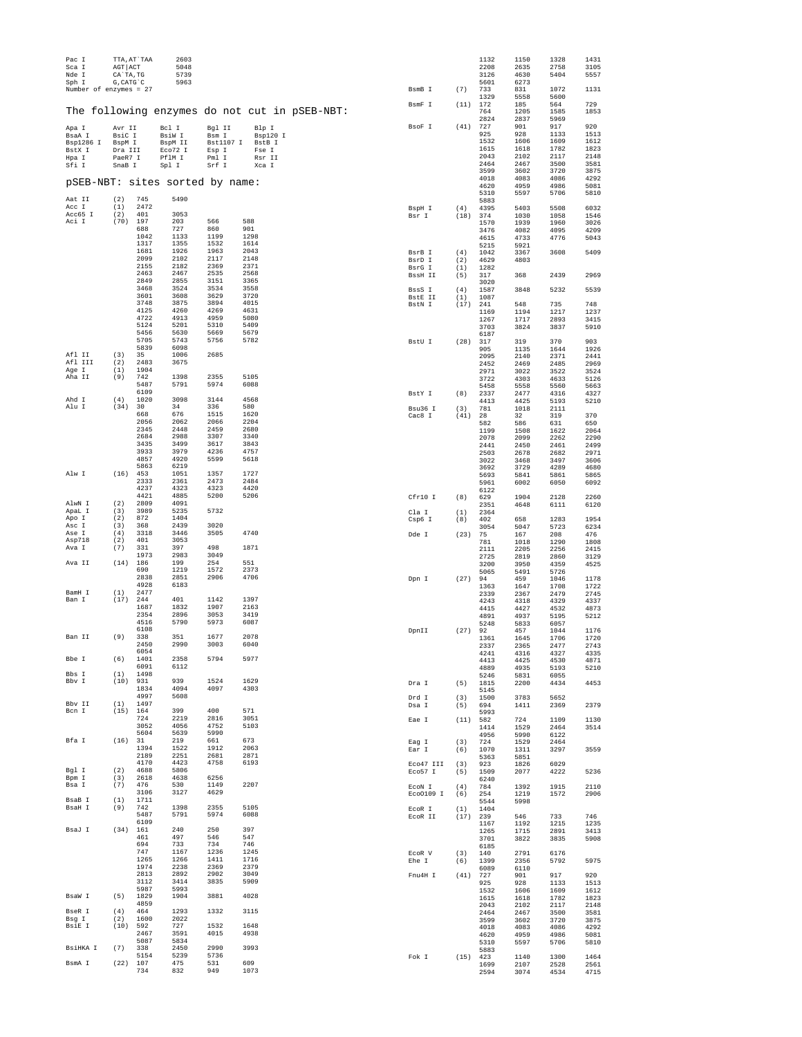```
Pac I      TTA,AT`TAA      2603
Sca I      AGT|ACT         5048
Nde I      CA`TA,TG        5739
Sph I      G,CATG`C        5963
Number of enzymes = 27
```

## The following enzymes do not cut in pSEB-NBT:

```
Apa I      Avr II     Bcl I      Bgl II     Blp I
BsaA I     BsiC I     BsiW I     Bsm I      Bsp120 I
Bsp1286 I  BspM I     BspM II    Bst1107 I  BstB I
BstX I     Dra III    Eco72 I    Esp I      Fse I
Hpa I      PaeR7 I    PflM I     Pml I      Rsr II
Sfi I      SnaB I     Spl I      Srf I      Xca I
```

## pSEB-NBT: sites sorted by name:

```
Aat II     (2)   745    5490
Acc I      (1)   2472
Acc65 I    (2)   401    3053
Aci I      (70)  197    203    566    588
                 688    727    860    901
                 1042   1133   1199   1298
                 1317   1355   1532   1614
                 1681   1926   1963   2043
                 2099   2102   2117   2148
                 2155   2182   2369   2371
                 2463   2467   2535   2568
                 2849   2855   3151   3365
                 3468   3524   3534   3558
                 3601   3608   3629   3720
                 3748   3875   3894   4015
                 4125   4260   4269   4631
                 4722   4913   4959   5080
                 5124   5201   5310   5409
                 5456   5630   5669   5679
                 5705   5743   5756   5782
                 5839   6098
Afl II     (3)   35     1006   2685
Afl III    (2)   2483   3675
Age I      (1)   1904
Aha II     (9)   742    1398   2355   5105
                 5487   5791   5974   6088
                 6109
Ahd I      (4)   1020   3098   3144   4568
Alu I      (34)  30     34     336    580
                 668    676    1515   1620
                 2056   2062   2066   2204
                 2345   2448   2459   2680
                 2684   2988   3307   3340
                 3435   3499   3617   3843
                 3933   3979   4236   4757
                 4857   4920   5599   5618
                 5863   6219
Alw I      (16)  453    1051   1357   1727
                 2333   2361   2473   2484
                 4237   4323   4323   4420
                 4421   4885   5200   5206
AlwN I     (2)   2809   4091
ApaL I     (3)   3989   5235   5732
Apo I      (2)   872    1404
Asc I      (3)   368    2439   3020
Ase I      (4)   3318   3446   3505   4740
Asp718     (2)   401    3053
Ava I      (7)   331    397    498    1871
                 1973   2983   3049
Ava II     (14)  186    199    254    551
                 690    1219   1572   2373
                 2838   2851   2906   4706
                 4928   6183
BamH I     (1)   2477
Ban I      (17)  244    401    1142   1397
                 1687   1832   1907   2163
                 2354   2896   3053   3419
                 4516   5790   5973   6087
                 6108
Ban II     (9)   338    351    1677   2078
                 2450   2990   3003   6040
                 6054
Bbe I      (6)   1401   2358   5794   5977
                 6091   6112
Bbs I      (1)   1498
Bbv I      (10)  931    939    1524   1629
                 1834   4094   4097   4303
                 4997   5608
Bbv II     (1)   1497
Bcn I      (15)  164    399    400    571
                 724    2219   2816   3051
                 3052   4056   4752   5103
                 5604   5639   5990
Bfa I      (16)  31     219    661    673
                 1394   1522   1912   2063
                 2189   2251   2681   2871
                 4170   4423   4758   6193
Bgl I      (2)   4688   5806
Bpm I      (3)   2618   4638   6256
Bsa I      (7)   476    530    1149   2207
                 3106   3127   4629
BsaB I     (1)   1711
BsaH I     (9)   742    1398   2355   5105
                 5487   5791   5974   6088
                 6109
BsaJ I     (34)  161    240    250    397
                 461    497    546    547
                 694    733    734    746
                 747    1167   1236   1245
                 1265   1266   1411   1716
                 1974   2238   2369   2379
                 2813   2892   2902   3049
                 3112   3414   3835   5909
                 5987   5993
BsaW I     (5)   1829   1904   3881   4028
                 4859
BseR I     (4)   464    1293   1332   3115
Bsg I      (2)   1600   2022
BsiE I     (10)  592    727    1532   1648
                 2467   3591   4015   4938
                 5087   5834
BsiHKA I   (7)   338    2450   2990   3993
                 5154   5239   5736
BsmA I     (22)  107    475    531    609
                 734    832    949    1073
                 1132   1150   1328   1431
                 2208   2635   2758   3105
                 3126   4630   5404   5557
                 5601   6273
BsmB I     (7)   733    831    1072   1131
                 1329   5558   5600
BsmF I     (11)  172    185    564    729
                 764    1205   1585   1853
                 2824   2837   5969
BsoF I     (41)  727    901    917    920
                 925    928    1133   1513
                 1532   1606   1609   1612
                 1615   1618   1782   1823
                 2043   2102   2117   2148
                 2464   2467   3500   3581
                 3599   3602   3720   3875
                 4018   4083   4086   4292
                 4620   4959   4986   5081
                 5310   5597   5706   5810
                 5883
BspH I     (4)   4395   5403   5508   6032
Bsr I      (18)  374    1030   1058   1546
                 1570   1939   1960   3026
                 3476   4082   4095   4209
                 4615   4733   4776   5043
                 5215   5921
BsrB I     (4)   1042   3367   3608   5409
BsrD I     (2)   4629   4803
BsrG I     (1)   1282
BssH II    (5)   317    368    2439   2969
                 3020
BssS I     (4)   1587   3848   5232   5539
BstE II    (1)   1087
BstN I     (17)  241    548    735    748
                 1169   1194   1217   1237
                 1267   1717   2893   3415
                 3703   3824   3837   5910
                 6187
BstU I     (28)  317    319    370    903
                 905    1135   1644   1926
                 2095   2140   2371   2441
                 2452   2469   2485   2969
                 2971   3022   3522   3524
                 3722   4303   4633   5126
                 5458   5558   5560   5663
BstY I     (8)   2337   2477   4316   4327
                 4413   4425   5193   5210
Bsu36 I    (3)   781    1018   2111
Cac8 I     (41)  28     32     319    370
                 582    586    631    650
                 1199   1508   1622   2064
                 2078   2099   2262   2290
                 2441   2450   2461   2499
                 2503   2678   2682   2971
                 3022   3468   3497   3606
                 3692   3729   4289   4680
                 5693   5841   5861   5865
                 5961   6002   6050   6092
                 6122
Cfr10 I    (8)   629    1904   2128   2260
                 2351   4648   6111   6120
Cla I      (1)   2364
Csp6 I     (8)   402    658    1283   1954
                 3054   5047   5723   6234
Dde I      (23)  75     167    208    476
                 781    1018   1290   1808
                 2111   2205   2256   2415
                 2725   2819   2860   3129
                 3200   3950   4359   4525
                 5065   5491   5726
Dpn I      (27)  94     459    1046   1178
                 1363   1647   1708   1722
                 2339   2367   2479   2745
                 4243   4318   4329   4337
                 4415   4427   4532   4873
                 4891   4937   5195   5212
                 5248   5833   6057
DpnII      (27)  92     457    1044   1176
                 1361   1645   1706   1720
                 2337   2365   2477   2743
                 4241   4316   4327   4335
                 4413   4425   4530   4871
                 4889   4935   5193   5210
                 5246   5831   6055
Dra I      (5)   1815   2200   4434   4453
                 5145
Drd I      (3)   1500   3783   5652
Dsa I      (5)   694    1411   2369   2379
                 5993
Eae I      (11)  582    724    1109   1130
                 1414   1529   2464   3514
                 4956   5990   6122
Eag I      (3)   724    1529   2464
Ear I      (6)   1070   1311   3297   3559
                 5363   5851
Eco47 III  (3)   923    1826   6029
Eco57 I    (5)   1509   2077   4222   5236
                 6240
EcoN I     (4)   784    1392   1915   2110
EcoO109 I  (6)   254    1219   1572   2906
                 5544   5998
EcoR I     (1)   1404
EcoR II    (17)  239    546    733    746
                 1167   1192   1215   1235
                 1265   1715   2891   3413
                 3701   3822   3835   5908
                 6185
EcoR V     (3)   140    2791   6176
Ehe I      (6)   1399   2356   5792   5975
                 6089   6110
Fnu4H I    (41)  727    901    917    920
                 925    928    1133   1513
                 1532   1606   1609   1612
                 1615   1618   1782   1823
                 2043   2102   2117   2148
                 2464   2467   3500   3581
                 3599   3602   3720   3875
                 4018   4083   4086   4292
                 4620   4959   4986   5081
                 5310   5597   5706   5810
                 5883
Fok I      (15)  423    1140   1300   1464
                 1699   2107   2528   2561
                 2594   3074   4534   4715
```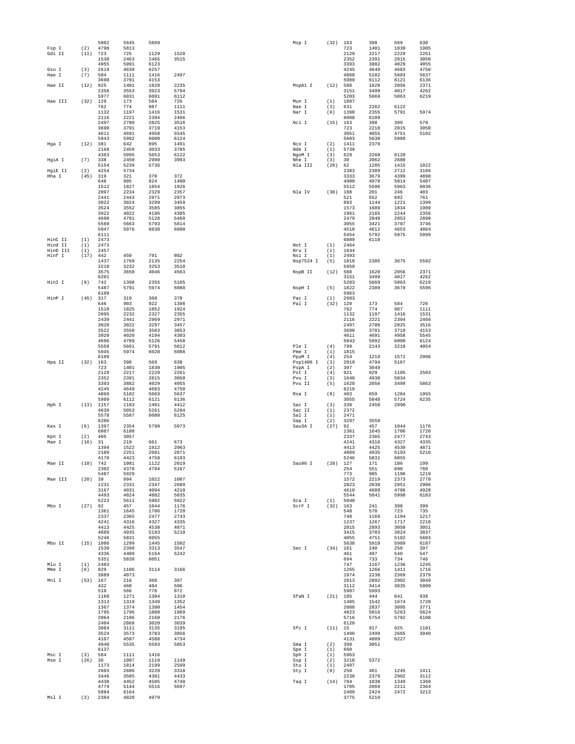```
                5002     5645     5889
Fsp I     (2)   4790     5813
Gdi II   (11)   723      725      1129     1528
                1530     2463     2465     3515
                4955     5991     6123
Gsu I     (3)   2619     4639     6257
Hae I     (7)   584      1111     1416     2497
                3690     3701     4153
Hae II   (12)   925      1401     1828     2235
                2358     3553     3923     5794
                5977     6031     6091     6112
Hae III  (32)   129      173      584      726
                762      774      987      1111
                1132     1197     1416     1531
                2116     2221     2394     2466
                2497     2780     2825     3516
                3690     3701     3719     4153
                4611     4691     4958     5545
                5843     5992     6000     6124
Hga I    (12)   381      642      895      1491
                2168     2459     3033     3785
                4363     5095     5653     6122
HgiA I    (7)   338      2450     2990     3993
                5154     5239     5736
HgiE II   (2)   4254     5734
Hha I    (45)   319      321      370      372
                648      905      924      1400
                1512     1827     1854     1926
                2097     2234     2329     2357
                2441     2443     2971     2973
                3022     3024     3299     3459
                3524     3552     3585     3855
                3922     4022     4196     4305
                4698     4791     5128     5460
                5560     5663     5793     5814
                5947     5976     6030     6090
                6111
HinC II   (1)   2473
Hind II   (1)   2473
HinD III  (1)   2457
Hinf I   (17)   442      450      791      802
                1437     1769     2135     2254
                3210     3232     3253     3510
                3575     3650     4046     4563
                6201
HinI I    (9)   742      1398     2355     5105
                5487     5791     5974     6088
                6109
HinP I   (45)   317      319      368      370
                646      903      922      1398
                1510     1825     1852     1924
                2095     2232     2327     2355
                2439     2441     2969     2971
                3020     3022     3297     3457
                3522     3550     3583     3853
                3920     4020     4194     4303
                4696     4789     5126     5458
                5558     5661     5791     5812
                5945     5974     6028     6088
                6109
Hpa II   (32)   163      398      569      630
                723      1401     1830     1905
                2129     2217     2229     2261
                2352     2391     2815     3050
                3393     3882     4029     4055
                4245     4649     4683     4750
                4860     5102     5603     5637
                5989     6112     6121     6136
Hph I    (13)   1157     1183     1401     4412
                4639     5053     5261     5294
                5578     5587     6080     6125
                6206
Kas I     (6)   1397     2354     5790     5973
                6087     6108
Kpn I     (2)   405      3057
Mae I    (16)   31       219      661      673
                1394     1522     1912     2063
                2189     2251     2681     2871
                4170     4423     4758     6193
Mae II   (10)   742      1081     1122     2019
                2302     4378     4794     5167
                5487     5929
Mae III  (20)   39       994      1022     1087
                1231     2331     2347     2689
                3167     4031     4094     4210
                4493     4824     4882     5035
                5223     5611     5902     5922
Mbo I    (27)   92       457      1044     1176
                1361     1645     1706     1720
                2337     2365     2477     2743
                4241     4316     4327     4335
                4413     4425     4530     4871
                4889     4935     5193     5210
                5246     5831     6055
Mbo II   (15)   1086     1299     1445     1502
                1530     2399     3313     3547
                4336     4409     5164     5242
                5351     5839     6051
Mlu I     (1)   2483
Mme I     (6)   829      1106     3114     3166
                3889     4073
Mnl I    (53)   167      216      368      387
                432      460      484      506
                510      566      776      872
                1168     1271     1304     1310
                1313     1319     1349     1352
                1367     1374     1390     1454
                1795     1796     1880     1969
                2064     2106     2160     2176
                2404     2868     3020     3039
                3084     3111     3135     3195
                3524     3573     3783     3856
                4107     4507     4588     4734
                4940     5535     5593     5853
                6137
Msc I     (3)   584      1111     1416
Mse I    (26)   36       1007     1119     1149
                1173     1814     2199     2599
                2603     2686     3220     3318
                3446     3505     4381     4433
                4438     4452     4505     4740
                4779     5144     5516     5697
                5894     6164
Msl I     (3)   2384     4820     4979

Msp I    (32)   163      398      569      630
                723      1401     1830     1905
                2129     2217     2229     2261
                2352     2391     2815     3050
                3393     3882     4029     4055
                4245     4649     4683     4750
                4860     5102     5603     5637
                5989     6112     6121     6136
MspA1 I  (12)   588      1620     2056     2371
                3151     3499     4017     4262
                5203     5669     5863     6219
Mun I     (1)   1897
Nae I     (3)   631      2262     6122
Nar I     (6)   1398     2355     5791     5974
                6088     6109
Nci I    (15)   163      398      399      570
                723      2218     2815     3050
                3051     4055     4751     5102
                5603     5638     5989
Nco I     (2)   1411     2379
Nde I     (1)   5739
NgoM I    (3)   629      2260     6120
Nhe I     (3)   30       2062     2680
Nla III  (20)   62       1205     1415     1822
                2383     2389     2712     3166
                3333     3679     4399     4890
                4900     4978     5014     5407
                5512     5596     5963     6036
Nla IV   (38)   188      201      246      403
                521      552      692      761
                893      1144     1221     1399
                1573     1689     1834     1909
                1961     2165     2244     2356
                2479     2840     2853     2898
                3055     3421     3707     3746
                4518     4612     4653     4864
                5454     5792     5975     5999
                6089     6110
Not I     (1)   2464
Nru I     (1)   1644
Nsi I     (1)   2493
Nsp7524 I (5)   1818     2385     3675     5592
                5959
NspB II  (12)   588      1620     2056     2371
                3151     3499     4017     4262
                5203     5669     5863     6219
NspH I    (5)   1822     2389     3679     5596
                5963
Pac I     (1)   2603
Pal I    (32)   129      173      584      726
                762      774      987      1111
                1132     1197     1416     1531
                2116     2221     2394     2466
                2497     2780     2825     3516
                3690     3701     3719     4153
                4611     4691     4958     5545
                5843     5992     6000     6124
Ple I     (4)   799      2143     3218     4054
Pme I     (1)   1815
PpuM I    (4)   254      1219     1572     2906
Psp1406 I (3)   2019     4794     5167
PspA I    (2)   397      3049
Pst I     (4)   921      929      1105     2503
Pvu I     (3)   1648     4938     5834
Pvu II    (5)   1620     2056     3499     5863
                6219
Rsa I     (8)   403      659      1284     1955
                3055     5048     5724     6235
Sac I     (3)   338      2450     2990
Sac II    (1)   2372
Sal I     (1)   2471
Sap I     (2)   3297     3559
Sau3A I  (27)   92       457      1044     1176
                1361     1645     1706     1720
                2337     2365     2477     2743
                4241     4316     4327     4335
                4413     4425     4530     4871
                4889     4935     5193     5210
                5246     5831     6055
Sau96 I  (28)   127      171      186      199
                254      551      690      760
                773      985      1196     1219
                1572     2219     2373     2778
                2823     2838     2851     2906
                4610     4689     4706     4928
                5544     5841     5998     6183
Sca I     (1)   5048
ScrF I   (32)   163      241      398      399
                548      570      723      735
                748      1169     1194     1217
                1237     1267     1717     2218
                2815     2893     3050     3051
                3415     3703     3824     3837
                4055     4751     5102     5603
                5638     5910     5989     6187
Sec I    (34)   161      240      250      397
                461      497      546      547
                694      733      734      746
                747      1167     1236     1245
                1265     1266     1411     1716
                1974     2238     2369     2379
                2813     2892     2902     3049
                3112     3414     3835     5909
                5987     5993
SfaN I   (21)   185      444      641      938
                1485     1542     1674     1720
                2088     2837     3095     3771
                4823     5016     5263     5624
                5716     5754     5792     6108
                6120
Sfc I    (11)   15       917      925      1101
                1496     2499     2665     3940
                4131     4809     6227
Sma I     (2)   399      3051
Spe I     (1)   660
Sph I     (1)   5963
Ssp I     (2)   3218     5372
Stu I     (1)   2497
Sty I     (8)   250      461      1245     1411
                2238     2379     2902     3112
Taq I    (14)   794      1038     1349     1360
                1705     2069     2211     2364
                2409     2424     2472     3213
                3775     5219
```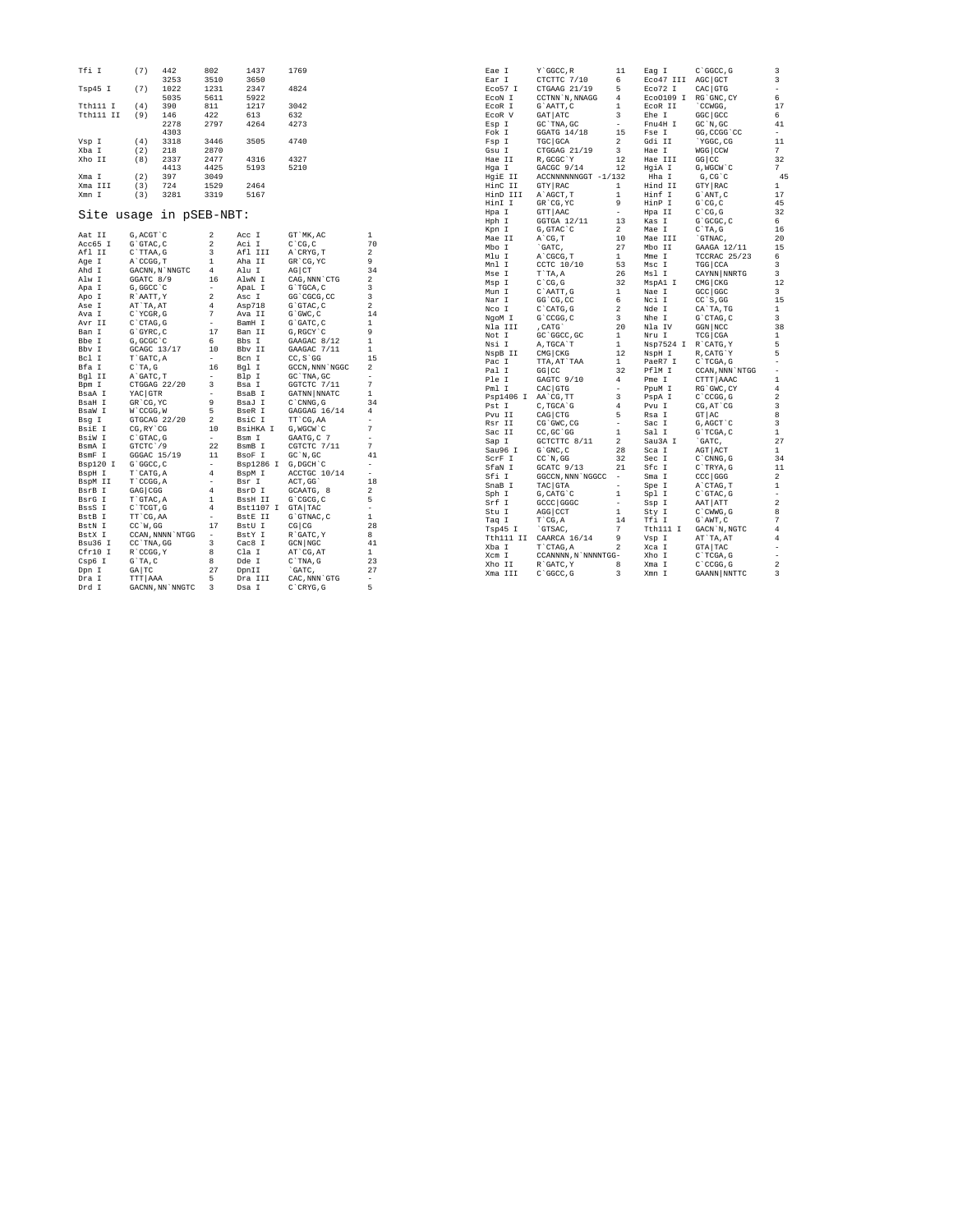| | | | | | | |
|---|---|---|---|---|---|---|
| Tfi I | (7) | 442 | 802 | 1437 | 1769 | |
| | | 3253 | 3510 | 3650 | | |
| Tsp45 I | (7) | 1022 | 1231 | 2347 | 4824 | |
| | | 5035 | 5611 | 5922 | | |
| Tth111 I | (4) | 390 | 811 | 1217 | 3042 | |
| Tth111 II | (9) | 146 | 422 | 613 | 632 | |
| | | 2278 | 2797 | 4264 | 4273 | |
| | | 4303 | | | | |
| Vsp I | (4) | 3318 | 3446 | 3505 | 4740 | |
| Xba I | (2) | 218 | 2870 | | | |
| Xho II | (8) | 2337 | 2477 | 4316 | 4327 | |
| | | 4413 | 4425 | 5193 | 5210 | |
| Xma I | (2) | 397 | 3049 | | | |
| Xma III | (3) | 724 | 1529 | 2464 | | |
| Xmn I | (3) | 3281 | 3319 | 5167 | | |

## Site usage in pSEB-NBT:

| | | | | | |
|---|---|---|---|---|---|
| Aat II | G,ACGT`C | 2 | Acc I | GT`MK,AC | 1 |
| Acc65 I | G`GTAC,C | 2 | Aci I | C`CG,C | 70 |
| Afl II | C`TTAA,G | 3 | Afl III | A`CRYG,T | 2 |
| Age I | A`CCGG,T | 1 | Aha II | GR`CG,YC | 9 |
| Ahd I | GACNN,N`NNGTC | 4 | Alu I | AG\|CT | 34 |
| Alw I | GGATC 8/9 | 16 | AlwN I | CAG,NNN`CTG | 2 |
| Apa I | G,GGCC`C | - | ApaL I | G`TGCA,C | 3 |
| Apo I | R`AATT,Y | 2 | Asc I | GG`CGCG,CC | 3 |
| Ase I | AT`TA,AT | 4 | Asp718 | G`GTAC,C | 2 |
| Ava I | C`YCGR,G | 7 | Ava II | G`GWC,C | 14 |
| Avr II | C`CTAG,G | - | BamH I | G`GATC,C | 1 |
| Ban I | G`GYRC,C | 17 | Ban II | G,RGCY`C | 9 |
| Bbe I | G,GCGC`C | 6 | Bbs I | GAAGAC 8/12 | 1 |
| Bbv I | GCAGC 13/17 | 10 | Bbv II | GAAGAC 7/11 | 1 |
| Bcl I | T`GATC,A | - | Bcn I | CC,S`GG | 15 |
| Bfa I | C`TA,G | 16 | Bgl I | GCCN,NNN`NGGC | 2 |
| Bgl II | A`GATC,T | - | Blp I | GC`TNA,GC | - |
| Bpm I | CTGGAG 22/20 | 3 | Bsa I | GGTCTC 7/11 | 7 |
| BsaA I | YAC\|GTR | - | BsaB I | GATNN\|NNATC | 1 |
| BsaH I | GR`CG,YC | 9 | BsaJ I | C`CNNG,G | 34 |
| BsaW I | W`CCGG,W | 5 | BseR I | GAGGAG 16/14 | 4 |
| Bsg I | GTGCAG 22/20 | 2 | BsiC I | TT`CG,AA | - |
| BsiE I | CG,RY`CG | 10 | BsiHKA I | G,WGCW`C | 7 |
| BsiW I | C`GTAC,G | - | Bsm I | GAATG,C 7 | - |
| BsmA I | GTCTC /9 | 22 | BsmB I | CGTCTC 7/11 | 7 |
| BsmF I | GGGAC 15/19 | 11 | BsoF I | GC`N,GC | 41 |
| Bsp120 I | G`GGCC,C | - | Bsp1286 I | G,DGCH`C | - |
| BspH I | T`CATG,A | 4 | BspM I | ACCTGC 10/14 | - |
| BspM II | T`CCGG,A | - | Bsr I | ACT,GG` | 18 |
| BsrB I | GAG\|CGG | 4 | BsrD I | GCAATG, 8 | 2 |
| BsrG I | T`GTAC,A | 1 | BssH II | G`CGCG,C | 5 |
| BssS I | C`TCGT,G | 4 | Bst1107 I | GTA\|TAC | - |
| BstB I | TT`CG,AA | - | BstE II | G`GTNAC,C | 1 |
| BstN I | CC`W,GG | 17 | BstU I | CG\|CG | 28 |
| BstX I | CCAN,NNNN`NTGG | - | BstY I | R`GATC,Y | 8 |
| Bsu36 I | CC`TNA,GG | 3 | Cac8 I | GCN\|NGC | 41 |
| Cfr10 I | R`CCGG,Y | 8 | Cla I | AT`CG,AT | 1 |
| Csp6 I | G`TA,C | 8 | Dde I | C`TNA,G | 23 |
| Dpn I | GA\|TC | 27 | DpnII | `GATC, | 27 |
| Dra I | TTT\|AAA | 5 | Dra III | CAC,NNN`GTG | - |
| Drd I | GACNN,NN`NNGTC | 3 | Dsa I | C`CRYG,G | 5 |
| Eae I | Y`GGCC,R | 11 | Eag I | C`GGCC,G | 3 |
| Ear I | CTCTTC 7/10 | 6 | Eco47 III | AGC\|GCT | 3 |
| Eco57 I | CTGAAG 21/19 | 5 | Eco72 I | CAC\|GTG | - |
| EcoN I | CCTNN`N,NNAGG | 4 | Eco0109 I | RG`GNC,CY | 6 |
| EcoR I | G`AATT,C | 1 | EcoR II | `CCWGG, | 17 |
| EcoR V | GAT\|ATC | 3 | Ehe I | GGC\|GCC | 6 |
| Esp I | GC`TNA,GC | - | Fnu4H I | GC`N,GC | 41 |
| Fok I | GGATG 14/18 | 15 | Fse I | GG,CCGG`CC | - |
| Fsp I | TGC\|GCA | 2 | Gdi II | `YGGC,CG | 11 |
| Gsu I | CTGGAG 21/19 | 3 | Hae I | WGG\|CCW | 7 |
| Hae II | R,GCGC`Y | 12 | Hae III | GG\|CC | 32 |
| Hga I | GACGC 9/14 | 12 | HgiA I | G,WGCW`C | 7 |
| HgiE II | ACCNNNNNNGGT -1/132 | | Hha I | G,CG`C | 45 |
| HinC II | GTY\|RAC | 1 | Hind II | GTY\|RAC | 1 |
| HinD III | A`AGCT,T | 1 | Hinf I | G`ANT,C | 17 |
| HinI I | GR`CG,YC | 9 | HinP I | G`CG,C | 45 |
| Hpa I | GTT\|AAC | - | Hpa II | C`CG,G | 32 |
| Hph I | GGTGA 12/11 | 13 | Kas I | G`GCGC,C | 6 |
| Kpn I | G,GTAC`C | 2 | Mae I | C`TA,G | 16 |
| Mae II | A`CG,T | 10 | Mae III | `GTNAC, | 20 |
| Mbo I | `GATC, | 27 | Mbo II | GAAGA 12/11 | 15 |
| Mlu I | A`CGCG,T | 1 | Mme I | TCCRAC 25/23 | 6 |
| Mnl I | CCTC 10/10 | 53 | Msc I | TGG\|CCA | 3 |
| Mse I | T`TA,A | 26 | Msl I | CAYNN\|NNRTG | 3 |
| Msp I | C`CG,G | 32 | MspA1 I | CMG\|CKG | 12 |
| Mun I | C`AATT,G | 1 | Nae I | GCC\|GGC | 3 |
| Nar I | GG`CG,CC | 6 | Nci I | CC`S,GG | 15 |
| Nco I | C`CATG,G | 2 | Nde I | CA`TA,TG | 1 |
| NgoM I | G`CCGG,C | 3 | Nhe I | G`CTAG,C | 3 |
| Nla III | ,CATG` | 20 | Nla IV | GGN\|NCC | 38 |
| Not I | GC`GGCC,GC | 1 | Nru I | TCG\|CGA | 1 |
| Nsi I | A,TGCA`T | 1 | Nsp7524 I | R`CATG,Y | 5 |
| NspB II | CMG\|CKG | 12 | NspH I | R,CATG`Y | 5 |
| Pac I | TTA,AT`TAA | 1 | PaeR7 I | C`TCGA,G | - |
| Pal I | GG\|CC | 32 | PflM I | CCAN,NNN`NTGG | - |
| Ple I | GAGTC 9/10 | 4 | Pme I | CTTT\|AAAC | 1 |
| Pml I | CAC\|GTG | - | PpuM I | RG`GWC,CY | 4 |
| Psp1406 I | AA`CG,TT | 3 | PspA I | C`CCGG,G | 2 |
| Pst I | C,TGCA`G | 4 | Pvu I | CG,AT`CG | 3 |
| Pvu II | CAG\|CTG | 5 | Rsa I | GT\|AC | 8 |
| Rsr II | CG`GWC,CG | - | Sac I | G,AGCT`C | 3 |
| Sac II | CC,GC`GG | 1 | Sal I | G`TCGA,C | 1 |
| Sap I | GCTCTTC 8/11 | 2 | Sau3A I | `GATC, | 27 |
| Sau96 I | G`GNC,C | 28 | Sca I | AGT\|ACT | 1 |
| ScrF I | CC`N,GG | 32 | Sec I | C`CNNG,G | 34 |
| SfaN I | GCATC 9/13 | 21 | Sfc I | C`TRYA,G | 11 |
| Sfi I | GGCCN,NNN`NGGCC | - | Sma I | CCC\|GGG | 2 |
| SnaB I | TAC\|GTA | - | Spe I | A`CTAG,T | 1 |
| Sph I | G,CATG`C | 1 | Spl I | C`GTAC,G | - |
| Srf I | GCCC\|GGGC | - | Ssp I | AAT\|ATT | 2 |
| Stu I | AGG\|CCT | 1 | Sty I | C`CWWG,G | 8 |
| Taq I | T`CG,A | 14 | Tfi I | G`AWT,C | 7 |
| Tsp45 I | `GTSAC, | 7 | Tth111 I | GACN`N,NGTC | 4 |
| Tth111 II | CAARCA 16/14 | 9 | Vsp I | AT`TA,AT | 4 |
| Xba I | T`CTAG,A | 2 | Xca I | GTA\|TAC | - |
| Xcm I | CCANNNN,N`NNNNTGG- | | Xho I | C`TCGA,G | - |
| Xho II | R`GATC,Y | 8 | Xma I | C`CCGG,G | 2 |
| Xma III | C`GGCC,G | 3 | Xmn I | GAANN\|NNTTC | 3 |